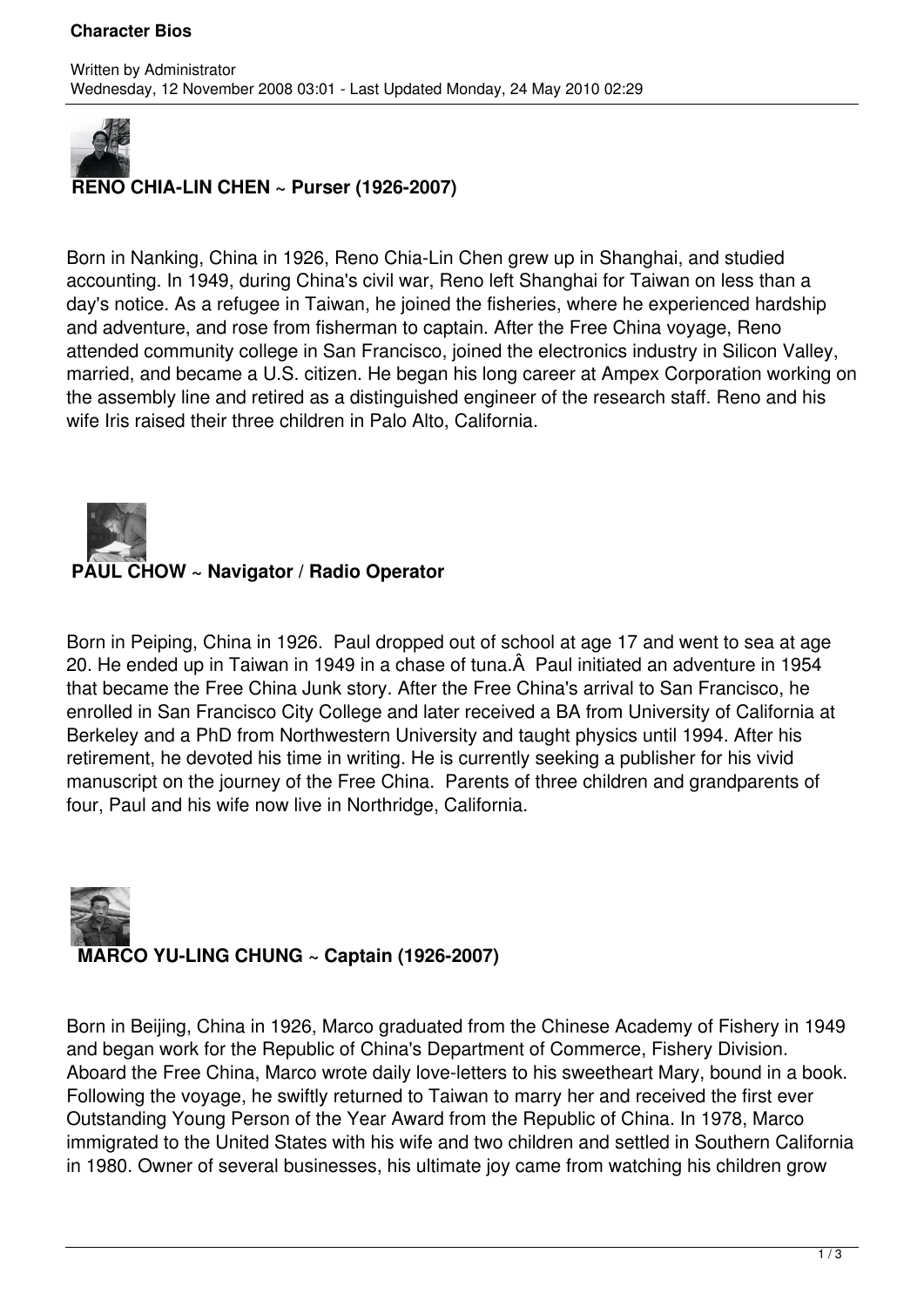# Character Bios

Written by Administrator
Wednesday, 12 November 2008 03:01 - Last Updated Monday, 24 May 2010 02:29

**RENO CHIA-LIN CHEN ~ Purser (1926-2007)**

Born in Nanking, China in 1926, Reno Chia-Lin Chen grew up in Shanghai, and studied accounting. In 1949, during China's civil war, Reno left Shanghai for Taiwan on less than a day's notice. As a refugee in Taiwan, he joined the fisheries, where he experienced hardship and adventure, and rose from fisherman to captain. After the Free China voyage, Reno attended community college in San Francisco, joined the electronics industry in Silicon Valley, married, and became a U.S. citizen. He began his long career at Ampex Corporation working on the assembly line and retired as a distinguished engineer of the research staff. Reno and his wife Iris raised their three children in Palo Alto, California.

**PAUL CHOW ~ Navigator / Radio Operator**

Born in Peiping, China in 1926. Paul dropped out of school at age 17 and went to sea at age 20. He ended up in Taiwan in 1949 in a chase of tuna.Â  Paul initiated an adventure in 1954 that became the Free China Junk story. After the Free China's arrival to San Francisco, he enrolled in San Francisco City College and later received a BA from University of California at Berkeley and a PhD from Northwestern University and taught physics until 1994. After his retirement, he devoted his time in writing. He is currently seeking a publisher for his vivid manuscript on the journey of the Free China. Parents of three children and grandparents of four, Paul and his wife now live in Northridge, California.

**MARCO YU-LING CHUNG ~ Captain (1926-2007)**

Born in Beijing, China in 1926, Marco graduated from the Chinese Academy of Fishery in 1949 and began work for the Republic of China's Department of Commerce, Fishery Division. Aboard the Free China, Marco wrote daily love-letters to his sweetheart Mary, bound in a book. Following the voyage, he swiftly returned to Taiwan to marry her and received the first ever Outstanding Young Person of the Year Award from the Republic of China. In 1978, Marco immigrated to the United States with his wife and two children and settled in Southern California in 1980. Owner of several businesses, his ultimate joy came from watching his children grow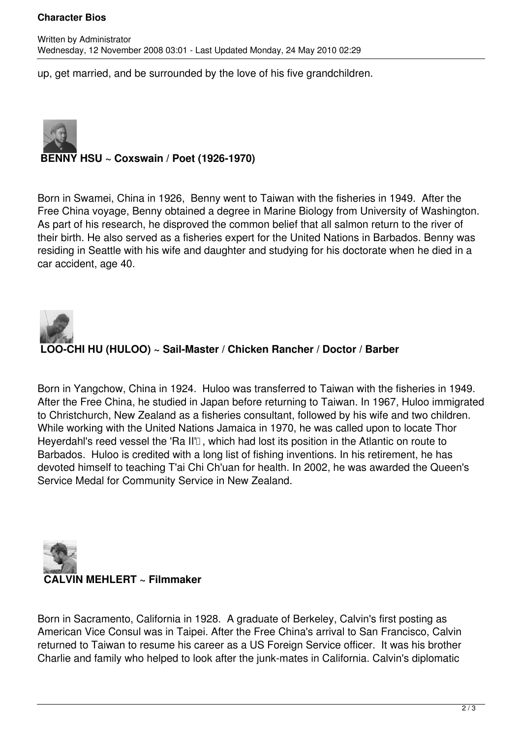up, get married, and be surrounded by the love of his five grandchildren.

**BENNY HSU ~ Coxswain / Poet (1926-1970)**

Born in Swamei, China in 1926, Benny went to Taiwan with the fisheries in 1949. After the Free China voyage, Benny obtained a degree in Marine Biology from University of Washington. As part of his research, he disproved the common belief that all salmon return to the river of their birth. He also served as a fisheries expert for the United Nations in Barbados. Benny was residing in Seattle with his wife and daughter and studying for his doctorate when he died in a car accident, age 40.

**LOO-CHI HU (HULOO) ~ Sail-Master / Chicken Rancher / Doctor / Barber**

Born in Yangchow, China in 1924. Huloo was transferred to Taiwan with the fisheries in 1949. After the Free China, he studied in Japan before returning to Taiwan. In 1967, Huloo immigrated to Christchurch, New Zealand as a fisheries consultant, followed by his wife and two children. While working with the United Nations Jamaica in 1970, he was called upon to locate Thor Heyerdahl's reed vessel the 'Ra II', which had lost its position in the Atlantic on route to Barbados. Huloo is credited with a long list of fishing inventions. In his retirement, he has devoted himself to teaching T'ai Chi Ch'uan for health. In 2002, he was awarded the Queen's Service Medal for Community Service in New Zealand.

**CALVIN MEHLERT ~ Filmmaker**

Born in Sacramento, California in 1928. A graduate of Berkeley, Calvin's first posting as American Vice Consul was in Taipei. After the Free China's arrival to San Francisco, Calvin returned to Taiwan to resume his career as a US Foreign Service officer. It was his brother Charlie and family who helped to look after the junk-mates in California. Calvin's diplomatic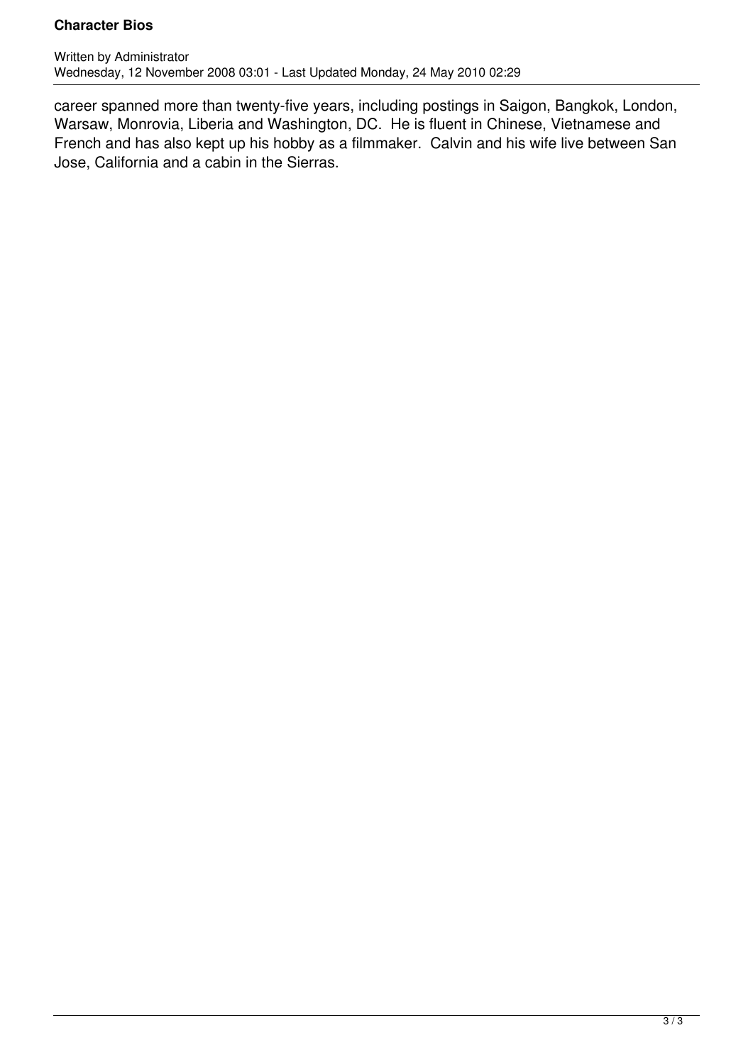career spanned more than twenty-five years, including postings in Saigon, Bangkok, London, Warsaw, Monrovia, Liberia and Washington, DC. He is fluent in Chinese, Vietnamese and French and has also kept up his hobby as a filmmaker. Calvin and his wife live between San Jose, California and a cabin in the Sierras.